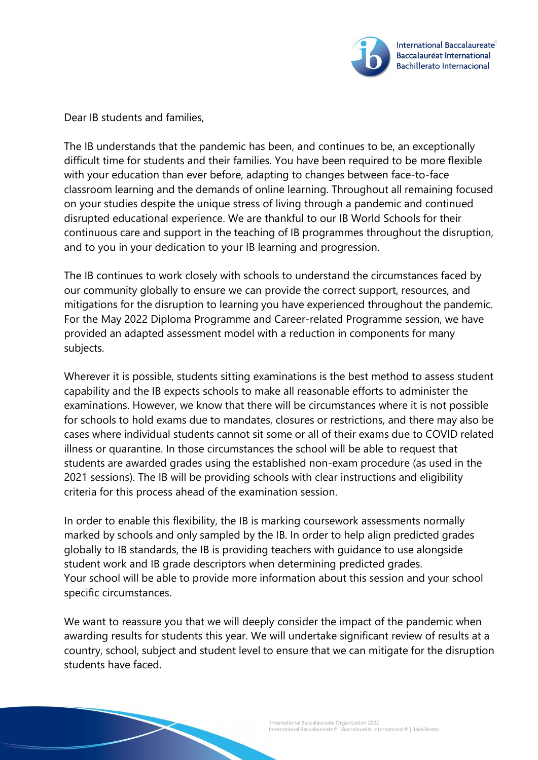Dear IB students and families,

The IB understands that the pandemic has been, and continues to be, an exceptionally difficult time for students and their families. You have been required to be more flexible with your education than ever before, adapting to changes between face-to-face classroom learning and the demands of online learning. Throughout all remaining focused on your studies despite the unique stress of living through a pandemic and continued disrupted educational experience. We are thankful to our IB World Schools for their continuous care and support in the teaching of IB programmes throughout the disruption, and to you in your dedication to your IB learning and progression.

The IB continues to work closely with schools to understand the circumstances faced by our community globally to ensure we can provide the correct support, resources, and mitigations for the disruption to learning you have experienced throughout the pandemic. For the May 2022 Diploma Programme and Career-related Programme session, we have provided an adapted assessment model with a reduction in components for many subjects.

Wherever it is possible, students sitting examinations is the best method to assess student capability and the IB expects schools to make all reasonable efforts to administer the examinations. However, we know that there will be circumstances where it is not possible for schools to hold exams due to mandates, closures or restrictions, and there may also be cases where individual students cannot sit some or all of their exams due to COVID related illness or quarantine. In those circumstances the school will be able to request that students are awarded grades using the established non-exam procedure (as used in the 2021 sessions). The IB will be providing schools with clear instructions and eligibility criteria for this process ahead of the examination session.

In order to enable this flexibility, the IB is marking coursework assessments normally marked by schools and only sampled by the IB. In order to help align predicted grades globally to IB standards, the IB is providing teachers with guidance to use alongside student work and IB grade descriptors when determining predicted grades.
Your school will be able to provide more information about this session and your school specific circumstances.

We want to reassure you that we will deeply consider the impact of the pandemic when awarding results for students this year. We will undertake significant review of results at a country, school, subject and student level to ensure that we can mitigate for the disruption students have faced.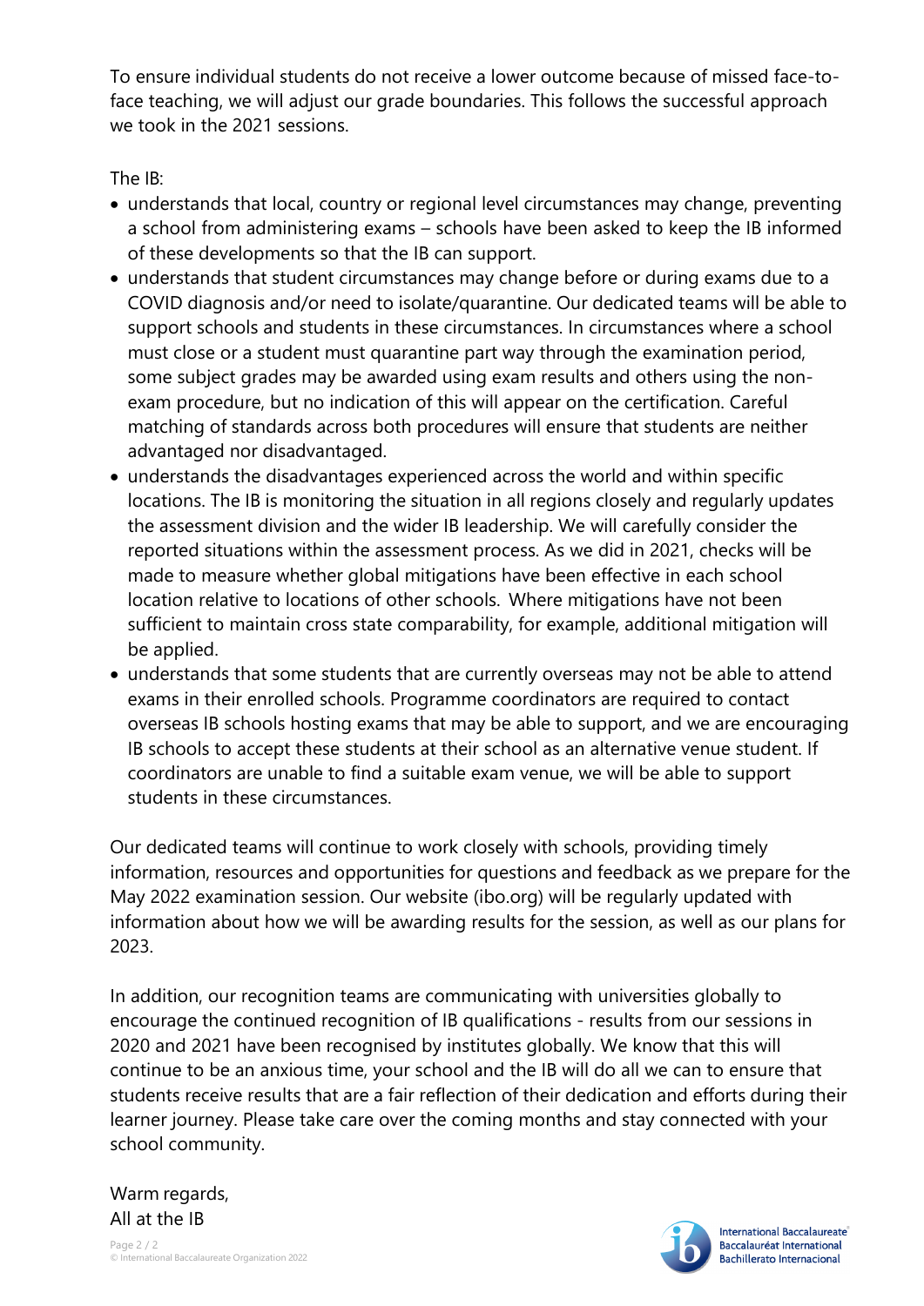To ensure individual students do not receive a lower outcome because of missed face-to-face teaching, we will adjust our grade boundaries. This follows the successful approach we took in the 2021 sessions.

The IB:

- understands that local, country or regional level circumstances may change, preventing a school from administering exams – schools have been asked to keep the IB informed of these developments so that the IB can support.
- understands that student circumstances may change before or during exams due to a COVID diagnosis and/or need to isolate/quarantine. Our dedicated teams will be able to support schools and students in these circumstances. In circumstances where a school must close or a student must quarantine part way through the examination period, some subject grades may be awarded using exam results and others using the non-exam procedure, but no indication of this will appear on the certification. Careful matching of standards across both procedures will ensure that students are neither advantaged nor disadvantaged.
- understands the disadvantages experienced across the world and within specific locations. The IB is monitoring the situation in all regions closely and regularly updates the assessment division and the wider IB leadership. We will carefully consider the reported situations within the assessment process. As we did in 2021, checks will be made to measure whether global mitigations have been effective in each school location relative to locations of other schools. Where mitigations have not been sufficient to maintain cross state comparability, for example, additional mitigation will be applied.
- understands that some students that are currently overseas may not be able to attend exams in their enrolled schools. Programme coordinators are required to contact overseas IB schools hosting exams that may be able to support, and we are encouraging IB schools to accept these students at their school as an alternative venue student. If coordinators are unable to find a suitable exam venue, we will be able to support students in these circumstances.

Our dedicated teams will continue to work closely with schools, providing timely information, resources and opportunities for questions and feedback as we prepare for the May 2022 examination session. Our website (ibo.org) will be regularly updated with information about how we will be awarding results for the session, as well as our plans for 2023.

In addition, our recognition teams are communicating with universities globally to encourage the continued recognition of IB qualifications - results from our sessions in 2020 and 2021 have been recognised by institutes globally. We know that this will continue to be an anxious time, your school and the IB will do all we can to ensure that students receive results that are a fair reflection of their dedication and efforts during their learner journey. Please take care over the coming months and stay connected with your school community.

Warm regards,
All at the IB

© International Baccalaureate Organization 2022